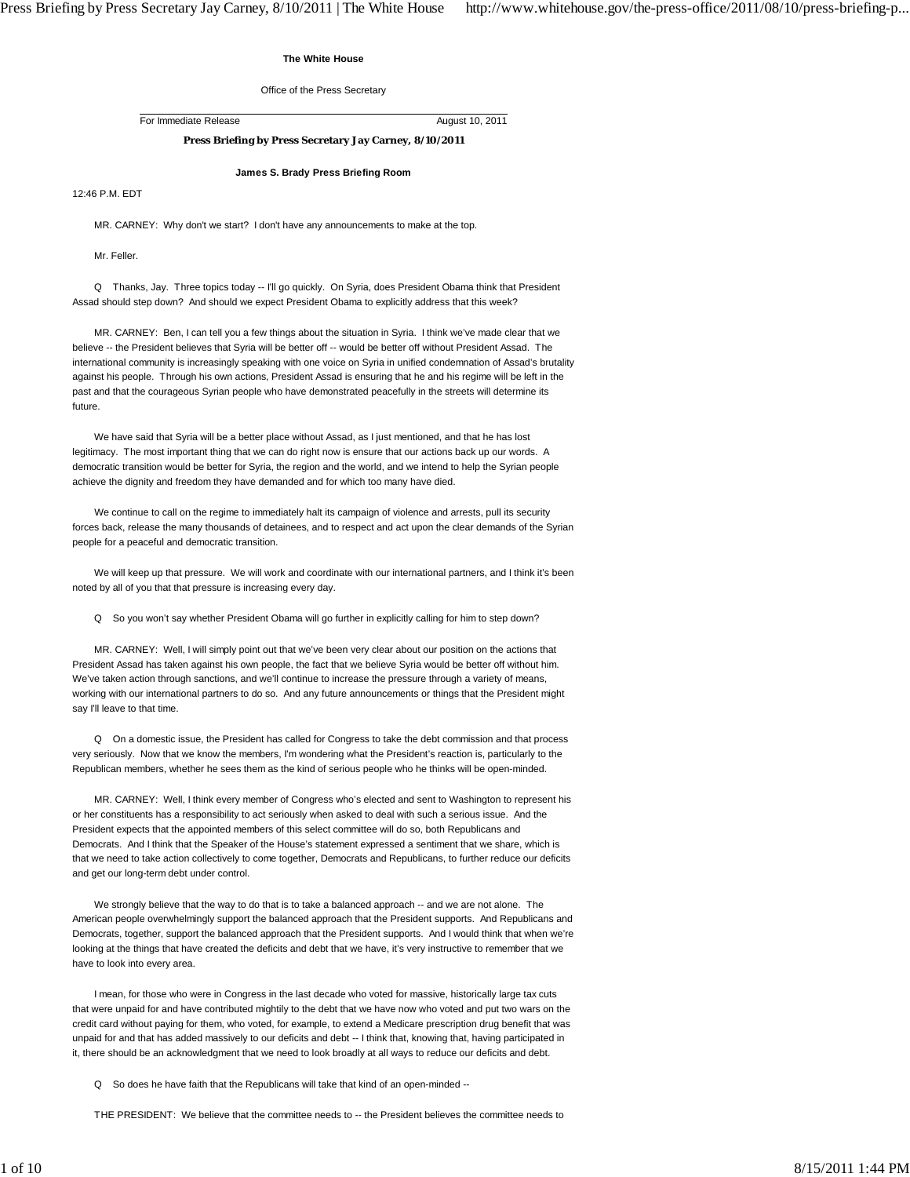**The White House**

Office of the Press Secretary

For Immediate Release August 10, 2011

**Press Briefing by Press Secretary Jay Carney, 8/10/2011**

**James S. Brady Press Briefing Room**

12:46 P.M. EDT

MR. CARNEY: Why don't we start? I don't have any announcements to make at the top.

Mr. Feller.

Q Thanks, Jay. Three topics today -- I'll go quickly. On Syria, does President Obama think that President Assad should step down? And should we expect President Obama to explicitly address that this week?

MR. CARNEY: Ben, I can tell you a few things about the situation in Syria. I think we've made clear that we believe -- the President believes that Syria will be better off -- would be better off without President Assad. The international community is increasingly speaking with one voice on Syria in unified condemnation of Assad's brutality against his people. Through his own actions, President Assad is ensuring that he and his regime will be left in the past and that the courageous Syrian people who have demonstrated peacefully in the streets will determine its future.

We have said that Syria will be a better place without Assad, as I just mentioned, and that he has lost legitimacy. The most important thing that we can do right now is ensure that our actions back up our words. A democratic transition would be better for Syria, the region and the world, and we intend to help the Syrian people achieve the dignity and freedom they have demanded and for which too many have died.

We continue to call on the regime to immediately halt its campaign of violence and arrests, pull its security forces back, release the many thousands of detainees, and to respect and act upon the clear demands of the Syrian people for a peaceful and democratic transition.

We will keep up that pressure. We will work and coordinate with our international partners, and I think it's been noted by all of you that that pressure is increasing every day.

Q So you won't say whether President Obama will go further in explicitly calling for him to step down?

MR. CARNEY: Well, I will simply point out that we've been very clear about our position on the actions that President Assad has taken against his own people, the fact that we believe Syria would be better off without him. We've taken action through sanctions, and we'll continue to increase the pressure through a variety of means, working with our international partners to do so. And any future announcements or things that the President might say I'll leave to that time.

Q On a domestic issue, the President has called for Congress to take the debt commission and that process very seriously. Now that we know the members, I'm wondering what the President's reaction is, particularly to the Republican members, whether he sees them as the kind of serious people who he thinks will be open-minded.

MR. CARNEY: Well, I think every member of Congress who's elected and sent to Washington to represent his or her constituents has a responsibility to act seriously when asked to deal with such a serious issue. And the President expects that the appointed members of this select committee will do so, both Republicans and Democrats. And I think that the Speaker of the House's statement expressed a sentiment that we share, which is that we need to take action collectively to come together, Democrats and Republicans, to further reduce our deficits and get our long-term debt under control.

We strongly believe that the way to do that is to take a balanced approach -- and we are not alone. The American people overwhelmingly support the balanced approach that the President supports. And Republicans and Democrats, together, support the balanced approach that the President supports. And I would think that when we're looking at the things that have created the deficits and debt that we have, it's very instructive to remember that we have to look into every area.

I mean, for those who were in Congress in the last decade who voted for massive, historically large tax cuts that were unpaid for and have contributed mightily to the debt that we have now who voted and put two wars on the credit card without paying for them, who voted, for example, to extend a Medicare prescription drug benefit that was unpaid for and that has added massively to our deficits and debt -- I think that, knowing that, having participated in it, there should be an acknowledgment that we need to look broadly at all ways to reduce our deficits and debt.

Q So does he have faith that the Republicans will take that kind of an open-minded --

THE PRESIDENT: We believe that the committee needs to -- the President believes the committee needs to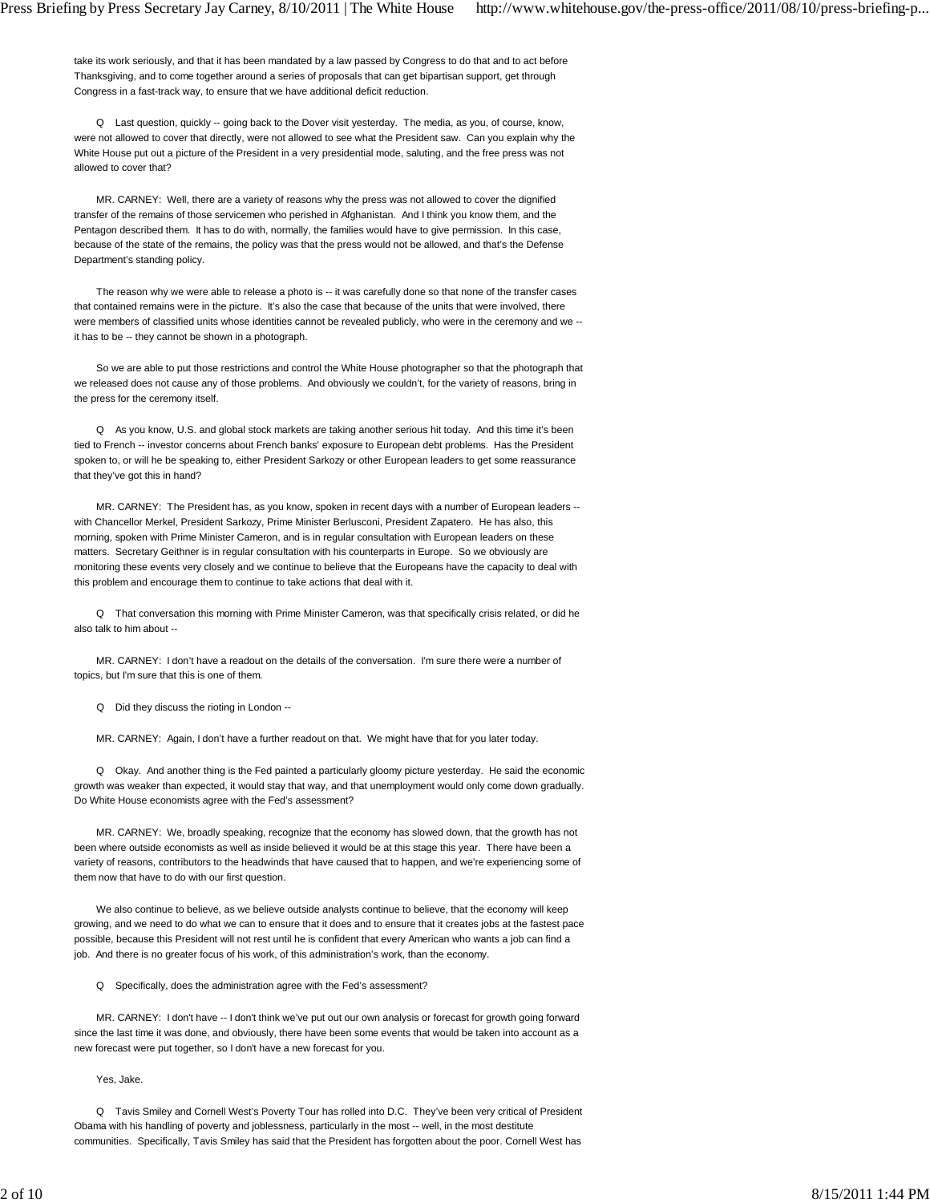take its work seriously, and that it has been mandated by a law passed by Congress to do that and to act before Thanksgiving, and to come together around a series of proposals that can get bipartisan support, get through Congress in a fast-track way, to ensure that we have additional deficit reduction.

Q Last question, quickly -- going back to the Dover visit yesterday. The media, as you, of course, know, were not allowed to cover that directly, were not allowed to see what the President saw. Can you explain why the White House put out a picture of the President in a very presidential mode, saluting, and the free press was not allowed to cover that?

MR. CARNEY: Well, there are a variety of reasons why the press was not allowed to cover the dignified transfer of the remains of those servicemen who perished in Afghanistan. And I think you know them, and the Pentagon described them. It has to do with, normally, the families would have to give permission. In this case, because of the state of the remains, the policy was that the press would not be allowed, and that's the Defense Department's standing policy.

The reason why we were able to release a photo is -- it was carefully done so that none of the transfer cases that contained remains were in the picture. It's also the case that because of the units that were involved, there were members of classified units whose identities cannot be revealed publicly, who were in the ceremony and we -- it has to be -- they cannot be shown in a photograph.

So we are able to put those restrictions and control the White House photographer so that the photograph that we released does not cause any of those problems. And obviously we couldn't, for the variety of reasons, bring in the press for the ceremony itself.

Q As you know, U.S. and global stock markets are taking another serious hit today. And this time it's been tied to French -- investor concerns about French banks' exposure to European debt problems. Has the President spoken to, or will he be speaking to, either President Sarkozy or other European leaders to get some reassurance that they've got this in hand?

MR. CARNEY: The President has, as you know, spoken in recent days with a number of European leaders -- with Chancellor Merkel, President Sarkozy, Prime Minister Berlusconi, President Zapatero. He has also, this morning, spoken with Prime Minister Cameron, and is in regular consultation with European leaders on these matters. Secretary Geithner is in regular consultation with his counterparts in Europe. So we obviously are monitoring these events very closely and we continue to believe that the Europeans have the capacity to deal with this problem and encourage them to continue to take actions that deal with it.

Q That conversation this morning with Prime Minister Cameron, was that specifically crisis related, or did he also talk to him about --

MR. CARNEY: I don't have a readout on the details of the conversation. I'm sure there were a number of topics, but I'm sure that this is one of them.

Q Did they discuss the rioting in London --

MR. CARNEY: Again, I don't have a further readout on that. We might have that for you later today.

Q Okay. And another thing is the Fed painted a particularly gloomy picture yesterday. He said the economic growth was weaker than expected, it would stay that way, and that unemployment would only come down gradually. Do White House economists agree with the Fed's assessment?

MR. CARNEY: We, broadly speaking, recognize that the economy has slowed down, that the growth has not been where outside economists as well as inside believed it would be at this stage this year. There have been a variety of reasons, contributors to the headwinds that have caused that to happen, and we're experiencing some of them now that have to do with our first question.

We also continue to believe, as we believe outside analysts continue to believe, that the economy will keep growing, and we need to do what we can to ensure that it does and to ensure that it creates jobs at the fastest pace possible, because this President will not rest until he is confident that every American who wants a job can find a job. And there is no greater focus of his work, of this administration's work, than the economy.

Q Specifically, does the administration agree with the Fed's assessment?

MR. CARNEY: I don't have -- I don't think we've put out our own analysis or forecast for growth going forward since the last time it was done, and obviously, there have been some events that would be taken into account as a new forecast were put together, so I don't have a new forecast for you.

Yes, Jake.

Q Tavis Smiley and Cornell West's Poverty Tour has rolled into D.C. They've been very critical of President Obama with his handling of poverty and joblessness, particularly in the most -- well, in the most destitute communities. Specifically, Tavis Smiley has said that the President has forgotten about the poor. Cornell West has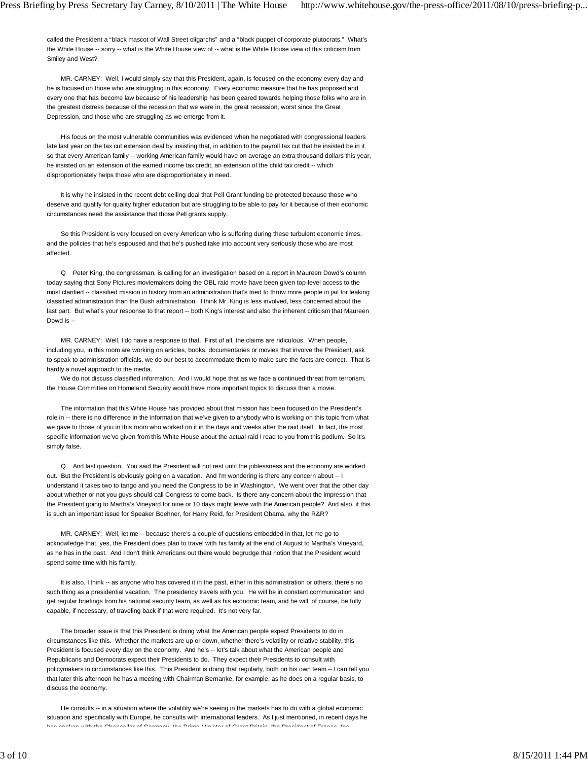called the President a "black mascot of Wall Street oligarchs" and a "black puppet of corporate plutocrats." What's the White House -- sorry -- what is the White House view of -- what is the White House view of this criticism from Smiley and West?

MR. CARNEY: Well, I would simply say that this President, again, is focused on the economy every day and he is focused on those who are struggling in this economy. Every economic measure that he has proposed and every one that has become law because of his leadership has been geared towards helping those folks who are in the greatest distress because of the recession that we were in, the great recession, worst since the Great Depression, and those who are struggling as we emerge from it.

His focus on the most vulnerable communities was evidenced when he negotiated with congressional leaders late last year on the tax cut extension deal by insisting that, in addition to the payroll tax cut that he insisted be in it so that every American family -- working American family would have on average an extra thousand dollars this year, he insisted on an extension of the earned income tax credit, an extension of the child tax credit -- which disproportionately helps those who are disproportionately in need.

It is why he insisted in the recent debt ceiling deal that Pell Grant funding be protected because those who deserve and qualify for quality higher education but are struggling to be able to pay for it because of their economic circumstances need the assistance that those Pell grants supply.

So this President is very focused on every American who is suffering during these turbulent economic times, and the policies that he's espoused and that he's pushed take into account very seriously those who are most affected.

Q Peter King, the congressman, is calling for an investigation based on a report in Maureen Dowd's column today saying that Sony Pictures moviemakers doing the OBL raid movie have been given top-level access to the most clarified -- classified mission in history from an administration that's tried to throw more people in jail for leaking classified administration than the Bush administration. I think Mr. King is less involved, less concerned about the last part. But what's your response to that report -- both King's interest and also the inherent criticism that Maureen Dowd is --

MR. CARNEY: Well, I do have a response to that. First of all, the claims are ridiculous. When people, including you, in this room are working on articles, books, documentaries or movies that involve the President, ask to speak to administration officials, we do our best to accommodate them to make sure the facts are correct. That is hardly a novel approach to the media.

We do not discuss classified information. And I would hope that as we face a continued threat from terrorism, the House Committee on Homeland Security would have more important topics to discuss than a movie.

The information that this White House has provided about that mission has been focused on the President's role in -- there is no difference in the information that we've given to anybody who is working on this topic from what we gave to those of you in this room who worked on it in the days and weeks after the raid itself. In fact, the most specific information we've given from this White House about the actual raid I read to you from this podium. So it's simply false.

Q And last question. You said the President will not rest until the joblessness and the economy are worked out. But the President is obviously going on a vacation. And I'm wondering is there any concern about -- I understand it takes two to tango and you need the Congress to be in Washington. We went over that the other day about whether or not you guys should call Congress to come back. Is there any concern about the impression that the President going to Martha's Vineyard for nine or 10 days might leave with the American people? And also, if this is such an important issue for Speaker Boehner, for Harry Reid, for President Obama, why the R&R?

MR. CARNEY: Well, let me -- because there's a couple of questions embedded in that, let me go to acknowledge that, yes, the President does plan to travel with his family at the end of August to Martha's Vineyard, as he has in the past. And I don't think Americans out there would begrudge that notion that the President would spend some time with his family.

It is also, I think -- as anyone who has covered it in the past, either in this administration or others, there's no such thing as a presidential vacation. The presidency travels with you. He will be in constant communication and get regular briefings from his national security team, as well as his economic team, and he will, of course, be fully capable, if necessary, of traveling back if that were required. It's not very far.

The broader issue is that this President is doing what the American people expect Presidents to do in circumstances like this. Whether the markets are up or down, whether there's volatility or relative stability, this President is focused every day on the economy. And he's -- let's talk about what the American people and Republicans and Democrats expect their Presidents to do. They expect their Presidents to consult with policymakers in circumstances like this. This President is doing that regularly, both on his own team -- I can tell you that later this afternoon he has a meeting with Chairman Bernanke, for example, as he does on a regular basis, to discuss the economy.

He consults -- in a situation where the volatility we're seeing in the markets has to do with a global economic situation and specifically with Europe, he consults with international leaders. As I just mentioned, in recent days he has spoken with the Chancellor of Germany, the Prime Minister of Great Britain, the President of France, the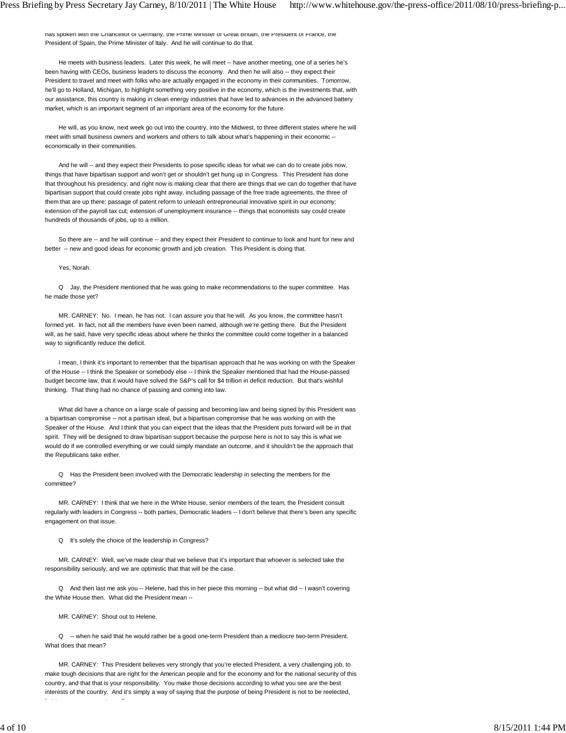has spoken with the Chancellor of Germany, the Prime Minister of Great Britain, the President of France, the President of Spain, the Prime Minister of Italy. And he will continue to do that.

He meets with business leaders. Later this week, he will meet -- have another meeting, one of a series he's been having with CEOs, business leaders to discuss the economy. And then he will also -- they expect their President to travel and meet with folks who are actually engaged in the economy in their communities. Tomorrow, he'll go to Holland, Michigan, to highlight something very positive in the economy, which is the investments that, with our assistance, this country is making in clean energy industries that have led to advances in the advanced battery market, which is an important segment of an important area of the economy for the future.

He will, as you know, next week go out into the country, into the Midwest, to three different states where he will meet with small business owners and workers and others to talk about what's happening in their economic -- economically in their communities.

And he will -- and they expect their Presidents to pose specific ideas for what we can do to create jobs now, things that have bipartisan support and won't get or shouldn't get hung up in Congress. This President has done that throughout his presidency, and right now is making clear that there are things that we can do together that have bipartisan support that could create jobs right away, including passage of the free trade agreements, the three of them that are up there; passage of patent reform to unleash entrepreneurial innovative spirit in our economy; extension of the payroll tax cut; extension of unemployment insurance -- things that economists say could create hundreds of thousands of jobs, up to a million.

So there are -- and he will continue -- and they expect their President to continue to look and hunt for new and better -- new and good ideas for economic growth and job creation. This President is doing that.

Yes, Norah.

Q Jay, the President mentioned that he was going to make recommendations to the super committee. Has he made those yet?

MR. CARNEY: No. I mean, he has not. I can assure you that he will. As you know, the committee hasn't formed yet. In fact, not all the members have even been named, although we're getting there. But the President will, as he said, have very specific ideas about where he thinks the committee could come together in a balanced way to significantly reduce the deficit.

I mean, I think it's important to remember that the bipartisan approach that he was working on with the Speaker of the House -- I think the Speaker or somebody else -- I think the Speaker mentioned that had the House-passed budget become law, that it would have solved the S&P's call for $4 trillion in deficit reduction. But that's wishful thinking. That thing had no chance of passing and coming into law.

What did have a chance on a large scale of passing and becoming law and being signed by this President was a bipartisan compromise -- not a partisan ideal, but a bipartisan compromise that he was working on with the Speaker of the House. And I think that you can expect that the ideas that the President puts forward will be in that spirit. They will be designed to draw bipartisan support because the purpose here is not to say this is what we would do if we controlled everything or we could simply mandate an outcome, and it shouldn't be the approach that the Republicans take either.

Q Has the President been involved with the Democratic leadership in selecting the members for the committee?

MR. CARNEY: I think that we here in the White House, senior members of the team, the President consult regularly with leaders in Congress -- both parties, Democratic leaders -- I don't believe that there's been any specific engagement on that issue.

Q It's solely the choice of the leadership in Congress?

MR. CARNEY: Well, we've made clear that we believe that it's important that whoever is selected take the responsibility seriously, and we are optimistic that that will be the case.

Q And then last me ask you -- Helene, had this in her piece this morning -- but what did -- I wasn't covering the White House then. What did the President mean --

MR. CARNEY: Shout out to Helene.

Q -- when he said that he would rather be a good one-term President than a mediocre two-term President. What does that mean?

MR. CARNEY: This President believes very strongly that you're elected President, a very challenging job, to make tough decisions that are right for the American people and for the economy and for the national security of this country, and that that is your responsibility. You make those decisions according to what you see are the best interests of the country. And it's simply a way of saying that the purpose of being President is not to be reelected,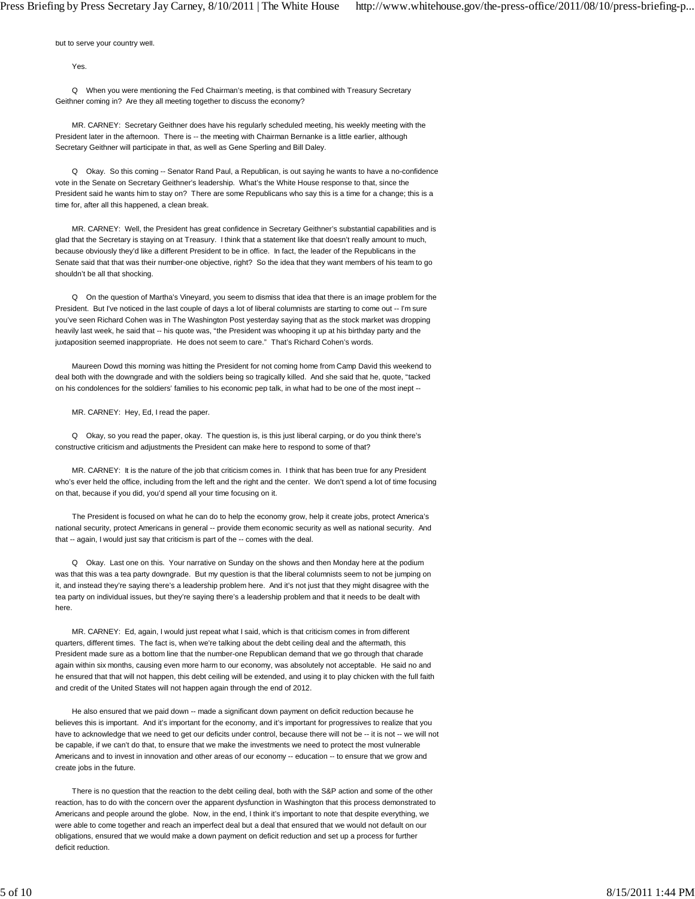but to serve your country well.

Yes.

Q When you were mentioning the Fed Chairman's meeting, is that combined with Treasury Secretary Geithner coming in? Are they all meeting together to discuss the economy?

MR. CARNEY: Secretary Geithner does have his regularly scheduled meeting, his weekly meeting with the President later in the afternoon. There is -- the meeting with Chairman Bernanke is a little earlier, although Secretary Geithner will participate in that, as well as Gene Sperling and Bill Daley.

Q Okay. So this coming -- Senator Rand Paul, a Republican, is out saying he wants to have a no-confidence vote in the Senate on Secretary Geithner's leadership. What's the White House response to that, since the President said he wants him to stay on? There are some Republicans who say this is a time for a change; this is a time for, after all this happened, a clean break.

MR. CARNEY: Well, the President has great confidence in Secretary Geithner's substantial capabilities and is glad that the Secretary is staying on at Treasury. I think that a statement like that doesn't really amount to much, because obviously they'd like a different President to be in office. In fact, the leader of the Republicans in the Senate said that that was their number-one objective, right? So the idea that they want members of his team to go shouldn't be all that shocking.

Q On the question of Martha's Vineyard, you seem to dismiss that idea that there is an image problem for the President. But I've noticed in the last couple of days a lot of liberal columnists are starting to come out -- I'm sure you've seen Richard Cohen was in The Washington Post yesterday saying that as the stock market was dropping heavily last week, he said that -- his quote was, "the President was whooping it up at his birthday party and the juxtaposition seemed inappropriate. He does not seem to care." That's Richard Cohen's words.

Maureen Dowd this morning was hitting the President for not coming home from Camp David this weekend to deal both with the downgrade and with the soldiers being so tragically killed. And she said that he, quote, "tacked on his condolences for the soldiers' families to his economic pep talk, in what had to be one of the most inept --

MR. CARNEY: Hey, Ed, I read the paper.

Q Okay, so you read the paper, okay. The question is, is this just liberal carping, or do you think there's constructive criticism and adjustments the President can make here to respond to some of that?

MR. CARNEY: It is the nature of the job that criticism comes in. I think that has been true for any President who's ever held the office, including from the left and the right and the center. We don't spend a lot of time focusing on that, because if you did, you'd spend all your time focusing on it.

The President is focused on what he can do to help the economy grow, help it create jobs, protect America's national security, protect Americans in general -- provide them economic security as well as national security. And that -- again, I would just say that criticism is part of the -- comes with the deal.

Q Okay. Last one on this. Your narrative on Sunday on the shows and then Monday here at the podium was that this was a tea party downgrade. But my question is that the liberal columnists seem to not be jumping on it, and instead they're saying there's a leadership problem here. And it's not just that they might disagree with the tea party on individual issues, but they're saying there's a leadership problem and that it needs to be dealt with here.

MR. CARNEY: Ed, again, I would just repeat what I said, which is that criticism comes in from different quarters, different times. The fact is, when we're talking about the debt ceiling deal and the aftermath, this President made sure as a bottom line that the number-one Republican demand that we go through that charade again within six months, causing even more harm to our economy, was absolutely not acceptable. He said no and he ensured that that will not happen, this debt ceiling will be extended, and using it to play chicken with the full faith and credit of the United States will not happen again through the end of 2012.

He also ensured that we paid down -- made a significant down payment on deficit reduction because he believes this is important. And it's important for the economy, and it's important for progressives to realize that you have to acknowledge that we need to get our deficits under control, because there will not be -- it is not -- we will not be capable, if we can't do that, to ensure that we make the investments we need to protect the most vulnerable Americans and to invest in innovation and other areas of our economy -- education -- to ensure that we grow and create jobs in the future.

There is no question that the reaction to the debt ceiling deal, both with the S&P action and some of the other reaction, has to do with the concern over the apparent dysfunction in Washington that this process demonstrated to Americans and people around the globe. Now, in the end, I think it's important to note that despite everything, we were able to come together and reach an imperfect deal but a deal that ensured that we would not default on our obligations, ensured that we would make a down payment on deficit reduction and set up a process for further deficit reduction.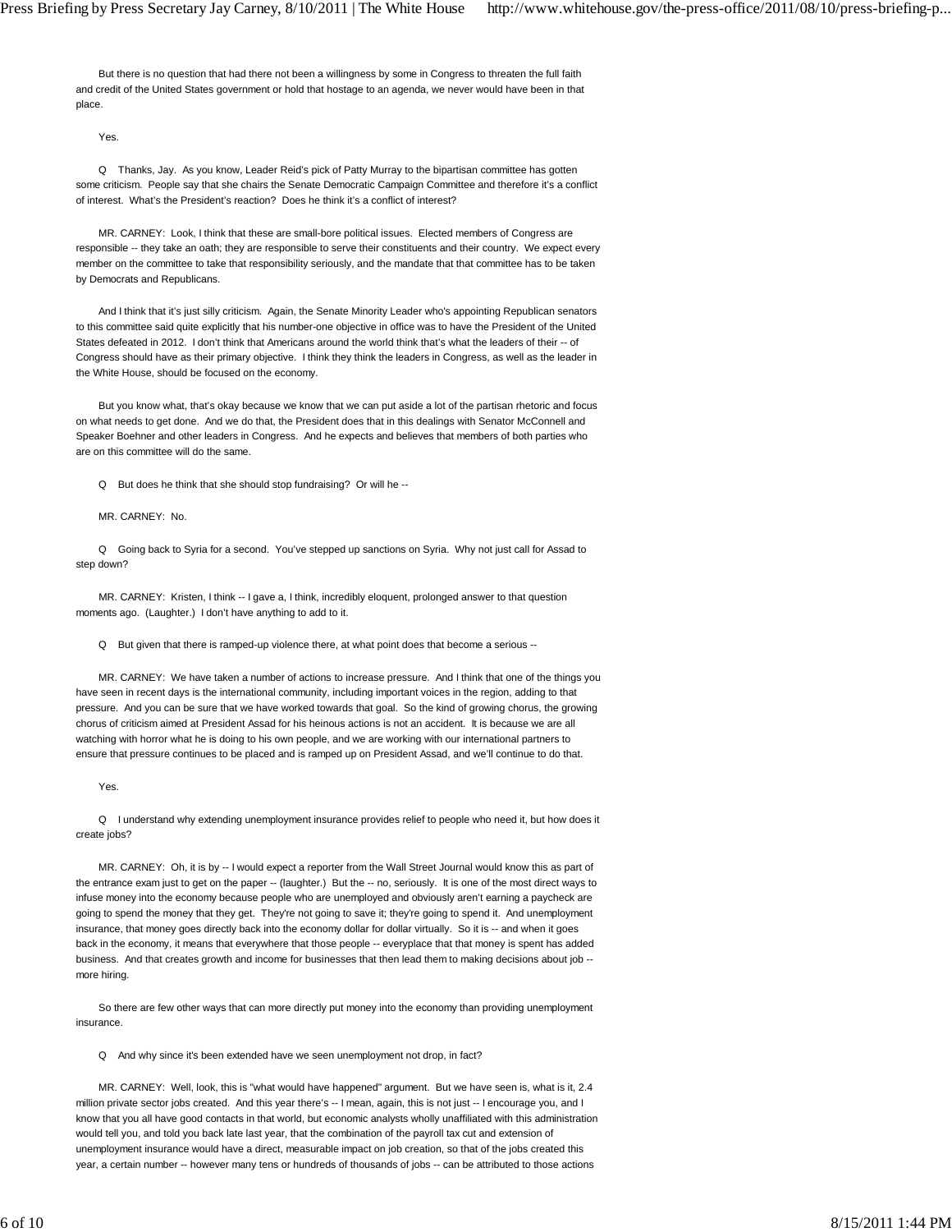But there is no question that had there not been a willingness by some in Congress to threaten the full faith and credit of the United States government or hold that hostage to an agenda, we never would have been in that place.

Yes.

Q Thanks, Jay. As you know, Leader Reid's pick of Patty Murray to the bipartisan committee has gotten some criticism. People say that she chairs the Senate Democratic Campaign Committee and therefore it's a conflict of interest. What's the President's reaction? Does he think it's a conflict of interest?

MR. CARNEY: Look, I think that these are small-bore political issues. Elected members of Congress are responsible -- they take an oath; they are responsible to serve their constituents and their country. We expect every member on the committee to take that responsibility seriously, and the mandate that that committee has to be taken by Democrats and Republicans.

And I think that it's just silly criticism. Again, the Senate Minority Leader who's appointing Republican senators to this committee said quite explicitly that his number-one objective in office was to have the President of the United States defeated in 2012. I don't think that Americans around the world think that's what the leaders of their -- of Congress should have as their primary objective. I think they think the leaders in Congress, as well as the leader in the White House, should be focused on the economy.

But you know what, that's okay because we know that we can put aside a lot of the partisan rhetoric and focus on what needs to get done. And we do that, the President does that in this dealings with Senator McConnell and Speaker Boehner and other leaders in Congress. And he expects and believes that members of both parties who are on this committee will do the same.

Q But does he think that she should stop fundraising? Or will he --

MR. CARNEY: No.

Q Going back to Syria for a second. You've stepped up sanctions on Syria. Why not just call for Assad to step down?

MR. CARNEY: Kristen, I think -- I gave a, I think, incredibly eloquent, prolonged answer to that question moments ago. (Laughter.) I don't have anything to add to it.

Q But given that there is ramped-up violence there, at what point does that become a serious --

MR. CARNEY: We have taken a number of actions to increase pressure. And I think that one of the things you have seen in recent days is the international community, including important voices in the region, adding to that pressure. And you can be sure that we have worked towards that goal. So the kind of growing chorus, the growing chorus of criticism aimed at President Assad for his heinous actions is not an accident. It is because we are all watching with horror what he is doing to his own people, and we are working with our international partners to ensure that pressure continues to be placed and is ramped up on President Assad, and we'll continue to do that.

Yes.

Q I understand why extending unemployment insurance provides relief to people who need it, but how does it create jobs?

MR. CARNEY: Oh, it is by -- I would expect a reporter from the Wall Street Journal would know this as part of the entrance exam just to get on the paper -- (laughter.) But the -- no, seriously. It is one of the most direct ways to infuse money into the economy because people who are unemployed and obviously aren't earning a paycheck are going to spend the money that they get. They're not going to save it; they're going to spend it. And unemployment insurance, that money goes directly back into the economy dollar for dollar virtually. So it is -- and when it goes back in the economy, it means that everywhere that those people -- everyplace that that money is spent has added business. And that creates growth and income for businesses that then lead them to making decisions about job -- more hiring.

So there are few other ways that can more directly put money into the economy than providing unemployment insurance.

Q And why since it's been extended have we seen unemployment not drop, in fact?

MR. CARNEY: Well, look, this is "what would have happened" argument. But we have seen is, what is it, 2.4 million private sector jobs created. And this year there's -- I mean, again, this is not just -- I encourage you, and I know that you all have good contacts in that world, but economic analysts wholly unaffiliated with this administration would tell you, and told you back late last year, that the combination of the payroll tax cut and extension of unemployment insurance would have a direct, measurable impact on job creation, so that of the jobs created this year, a certain number -- however many tens or hundreds of thousands of jobs -- can be attributed to those actions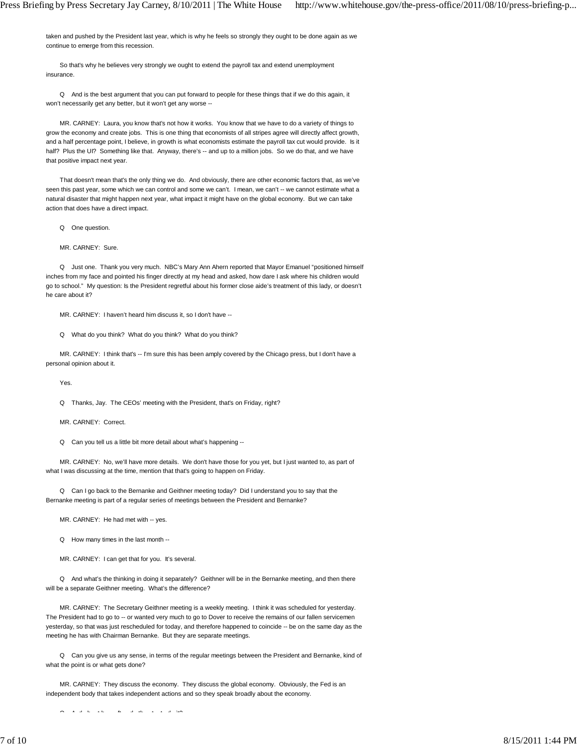taken and pushed by the President last year, which is why he feels so strongly they ought to be done again as we continue to emerge from this recession.

So that's why he believes very strongly we ought to extend the payroll tax and extend unemployment insurance.

Q And is the best argument that you can put forward to people for these things that if we do this again, it won't necessarily get any better, but it won't get any worse --

MR. CARNEY: Laura, you know that's not how it works. You know that we have to do a variety of things to grow the economy and create jobs. This is one thing that economists of all stripes agree will directly affect growth, and a half percentage point, I believe, in growth is what economists estimate the payroll tax cut would provide. Is it half? Plus the UI? Something like that. Anyway, there's -- and up to a million jobs. So we do that, and we have that positive impact next year.

That doesn't mean that's the only thing we do. And obviously, there are other economic factors that, as we've seen this past year, some which we can control and some we can't. I mean, we can't -- we cannot estimate what a natural disaster that might happen next year, what impact it might have on the global economy. But we can take action that does have a direct impact.

Q One question.

MR. CARNEY: Sure.

Q Just one. Thank you very much. NBC's Mary Ann Ahern reported that Mayor Emanuel "positioned himself inches from my face and pointed his finger directly at my head and asked, how dare I ask where his children would go to school." My question: Is the President regretful about his former close aide's treatment of this lady, or doesn't he care about it?

MR. CARNEY: I haven't heard him discuss it, so I don't have --

Q What do you think? What do you think? What do you think?

MR. CARNEY: I think that's -- I'm sure this has been amply covered by the Chicago press, but I don't have a personal opinion about it.

Yes.

Q Thanks, Jay. The CEOs' meeting with the President, that's on Friday, right?

MR. CARNEY: Correct.

Q Can you tell us a little bit more detail about what's happening --

MR. CARNEY: No, we'll have more details. We don't have those for you yet, but I just wanted to, as part of what I was discussing at the time, mention that that's going to happen on Friday.

Q Can I go back to the Bernanke and Geithner meeting today? Did I understand you to say that the Bernanke meeting is part of a regular series of meetings between the President and Bernanke?

MR. CARNEY: He had met with -- yes.

Q How many times in the last month --

MR. CARNEY: I can get that for you. It's several.

Q And what's the thinking in doing it separately? Geithner will be in the Bernanke meeting, and then there will be a separate Geithner meeting. What's the difference?

MR. CARNEY: The Secretary Geithner meeting is a weekly meeting. I think it was scheduled for yesterday. The President had to go to -- or wanted very much to go to Dover to receive the remains of our fallen servicemen yesterday, so that was just rescheduled for today, and therefore happened to coincide -- be on the same day as the meeting he has with Chairman Bernanke. But they are separate meetings.

Q Can you give us any sense, in terms of the regular meetings between the President and Bernanke, kind of what the point is or what gets done?

MR. CARNEY: They discuss the economy. They discuss the global economy. Obviously, the Fed is an independent body that takes independent actions and so they speak broadly about the economy.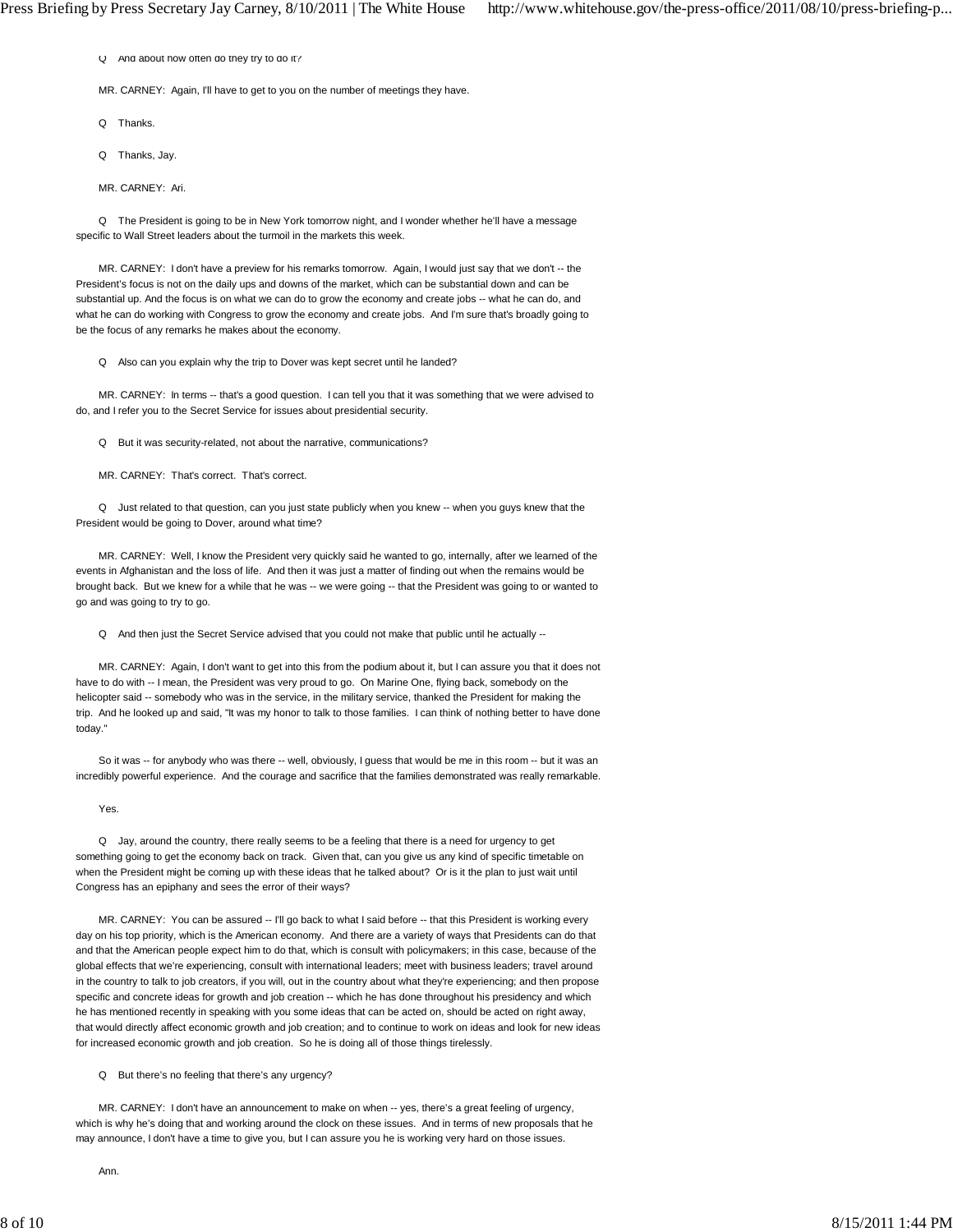Q And about how often do they try to do it?

MR. CARNEY: Again, I'll have to get to you on the number of meetings they have.

Q Thanks.

Q Thanks, Jay.

MR. CARNEY: Ari.

Q The President is going to be in New York tomorrow night, and I wonder whether he'll have a message specific to Wall Street leaders about the turmoil in the markets this week.

MR. CARNEY: I don't have a preview for his remarks tomorrow. Again, I would just say that we don't -- the President's focus is not on the daily ups and downs of the market, which can be substantial down and can be substantial up. And the focus is on what we can do to grow the economy and create jobs -- what he can do, and what he can do working with Congress to grow the economy and create jobs. And I'm sure that's broadly going to be the focus of any remarks he makes about the economy.

Q Also can you explain why the trip to Dover was kept secret until he landed?

MR. CARNEY: In terms -- that's a good question. I can tell you that it was something that we were advised to do, and I refer you to the Secret Service for issues about presidential security.

Q But it was security-related, not about the narrative, communications?

MR. CARNEY: That's correct. That's correct.

Q Just related to that question, can you just state publicly when you knew -- when you guys knew that the President would be going to Dover, around what time?

MR. CARNEY: Well, I know the President very quickly said he wanted to go, internally, after we learned of the events in Afghanistan and the loss of life. And then it was just a matter of finding out when the remains would be brought back. But we knew for a while that he was -- we were going -- that the President was going to or wanted to go and was going to try to go.

Q And then just the Secret Service advised that you could not make that public until he actually --

MR. CARNEY: Again, I don't want to get into this from the podium about it, but I can assure you that it does not have to do with -- I mean, the President was very proud to go. On Marine One, flying back, somebody on the helicopter said -- somebody who was in the service, in the military service, thanked the President for making the trip. And he looked up and said, "It was my honor to talk to those families. I can think of nothing better to have done today."

So it was -- for anybody who was there -- well, obviously, I guess that would be me in this room -- but it was an incredibly powerful experience. And the courage and sacrifice that the families demonstrated was really remarkable.

Yes.

Q Jay, around the country, there really seems to be a feeling that there is a need for urgency to get something going to get the economy back on track. Given that, can you give us any kind of specific timetable on when the President might be coming up with these ideas that he talked about? Or is it the plan to just wait until Congress has an epiphany and sees the error of their ways?

MR. CARNEY: You can be assured -- I'll go back to what I said before -- that this President is working every day on his top priority, which is the American economy. And there are a variety of ways that Presidents can do that and that the American people expect him to do that, which is consult with policymakers; in this case, because of the global effects that we're experiencing, consult with international leaders; meet with business leaders; travel around in the country to talk to job creators, if you will, out in the country about what they're experiencing; and then propose specific and concrete ideas for growth and job creation -- which he has done throughout his presidency and which he has mentioned recently in speaking with you some ideas that can be acted on, should be acted on right away, that would directly affect economic growth and job creation; and to continue to work on ideas and look for new ideas for increased economic growth and job creation. So he is doing all of those things tirelessly.

Q But there's no feeling that there's any urgency?

MR. CARNEY: I don't have an announcement to make on when -- yes, there's a great feeling of urgency, which is why he's doing that and working around the clock on these issues. And in terms of new proposals that he may announce, I don't have a time to give you, but I can assure you he is working very hard on those issues.

Ann.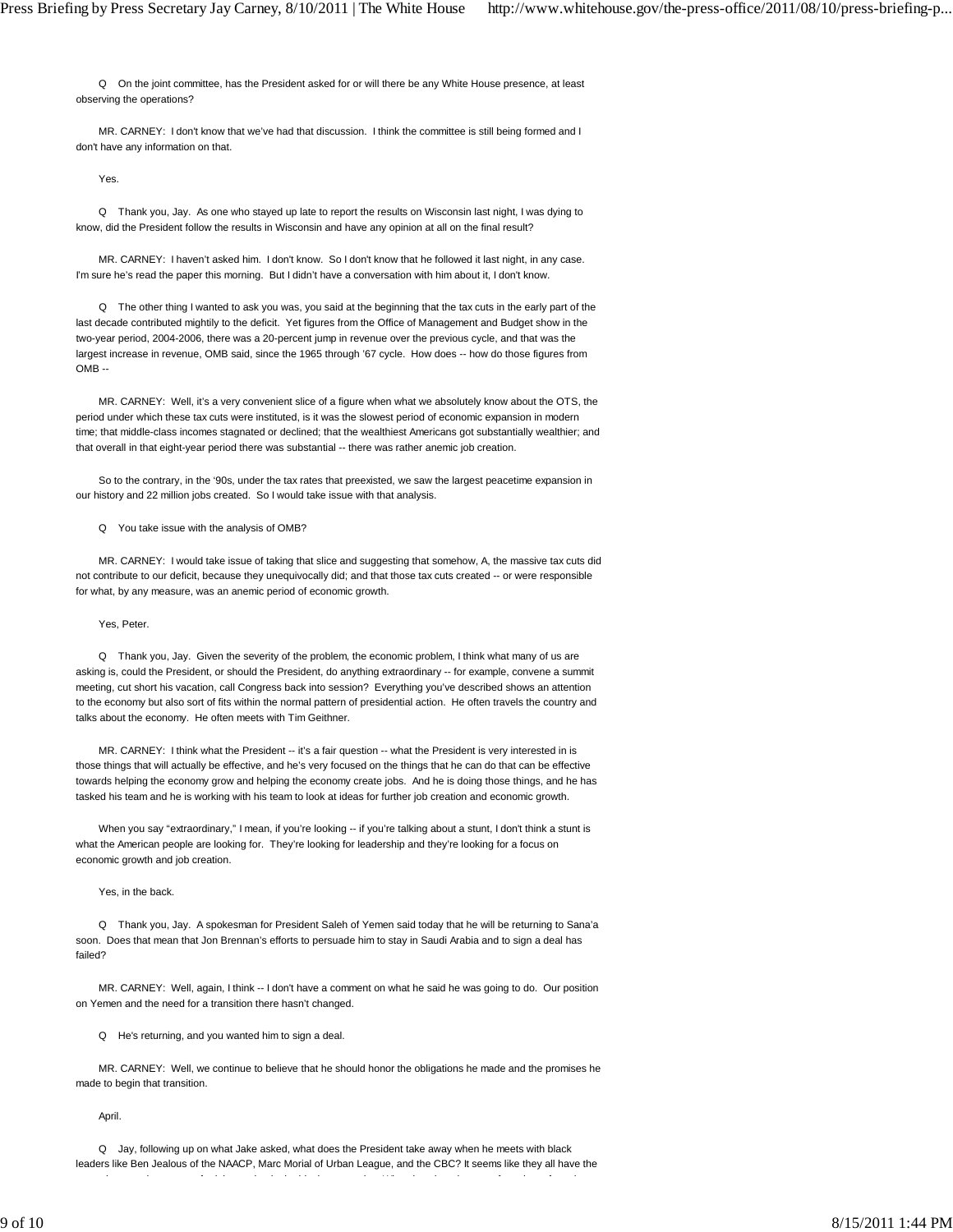Q On the joint committee, has the President asked for or will there be any White House presence, at least observing the operations?

MR. CARNEY: I don't know that we've had that discussion. I think the committee is still being formed and I don't have any information on that.

Yes.

Q Thank you, Jay. As one who stayed up late to report the results on Wisconsin last night, I was dying to know, did the President follow the results in Wisconsin and have any opinion at all on the final result?

MR. CARNEY: I haven't asked him. I don't know. So I don't know that he followed it last night, in any case. I'm sure he's read the paper this morning. But I didn't have a conversation with him about it, I don't know.

Q The other thing I wanted to ask you was, you said at the beginning that the tax cuts in the early part of the last decade contributed mightily to the deficit. Yet figures from the Office of Management and Budget show in the two-year period, 2004-2006, there was a 20-percent jump in revenue over the previous cycle, and that was the largest increase in revenue, OMB said, since the 1965 through '67 cycle. How does -- how do those figures from OMB --

MR. CARNEY: Well, it's a very convenient slice of a figure when what we absolutely know about the OTS, the period under which these tax cuts were instituted, is it was the slowest period of economic expansion in modern time; that middle-class incomes stagnated or declined; that the wealthiest Americans got substantially wealthier; and that overall in that eight-year period there was substantial -- there was rather anemic job creation.

So to the contrary, in the '90s, under the tax rates that preexisted, we saw the largest peacetime expansion in our history and 22 million jobs created. So I would take issue with that analysis.

Q You take issue with the analysis of OMB?

MR. CARNEY: I would take issue of taking that slice and suggesting that somehow, A, the massive tax cuts did not contribute to our deficit, because they unequivocally did; and that those tax cuts created -- or were responsible for what, by any measure, was an anemic period of economic growth.

Yes, Peter.

Q Thank you, Jay. Given the severity of the problem, the economic problem, I think what many of us are asking is, could the President, or should the President, do anything extraordinary -- for example, convene a summit meeting, cut short his vacation, call Congress back into session? Everything you've described shows an attention to the economy but also sort of fits within the normal pattern of presidential action. He often travels the country and talks about the economy. He often meets with Tim Geithner.

MR. CARNEY: I think what the President -- it's a fair question -- what the President is very interested in is those things that will actually be effective, and he's very focused on the things that he can do that can be effective towards helping the economy grow and helping the economy create jobs. And he is doing those things, and he has tasked his team and he is working with his team to look at ideas for further job creation and economic growth.

When you say "extraordinary," I mean, if you're looking -- if you're talking about a stunt, I don't think a stunt is what the American people are looking for. They're looking for leadership and they're looking for a focus on economic growth and job creation.

Yes, in the back.

Q Thank you, Jay. A spokesman for President Saleh of Yemen said today that he will be returning to Sana'a soon. Does that mean that Jon Brennan's efforts to persuade him to stay in Saudi Arabia and to sign a deal has failed?

MR. CARNEY: Well, again, I think -- I don't have a comment on what he said he was going to do. Our position on Yemen and the need for a transition there hasn't changed.

Q He's returning, and you wanted him to sign a deal.

MR. CARNEY: Well, we continue to believe that he should honor the obligations he made and the promises he made to begin that transition.

April.

Q Jay, following up on what Jake asked, what does the President take away when he meets with black leaders like Ben Jealous of the NAACP, Marc Morial of Urban League, and the CBC? It seems like they all have the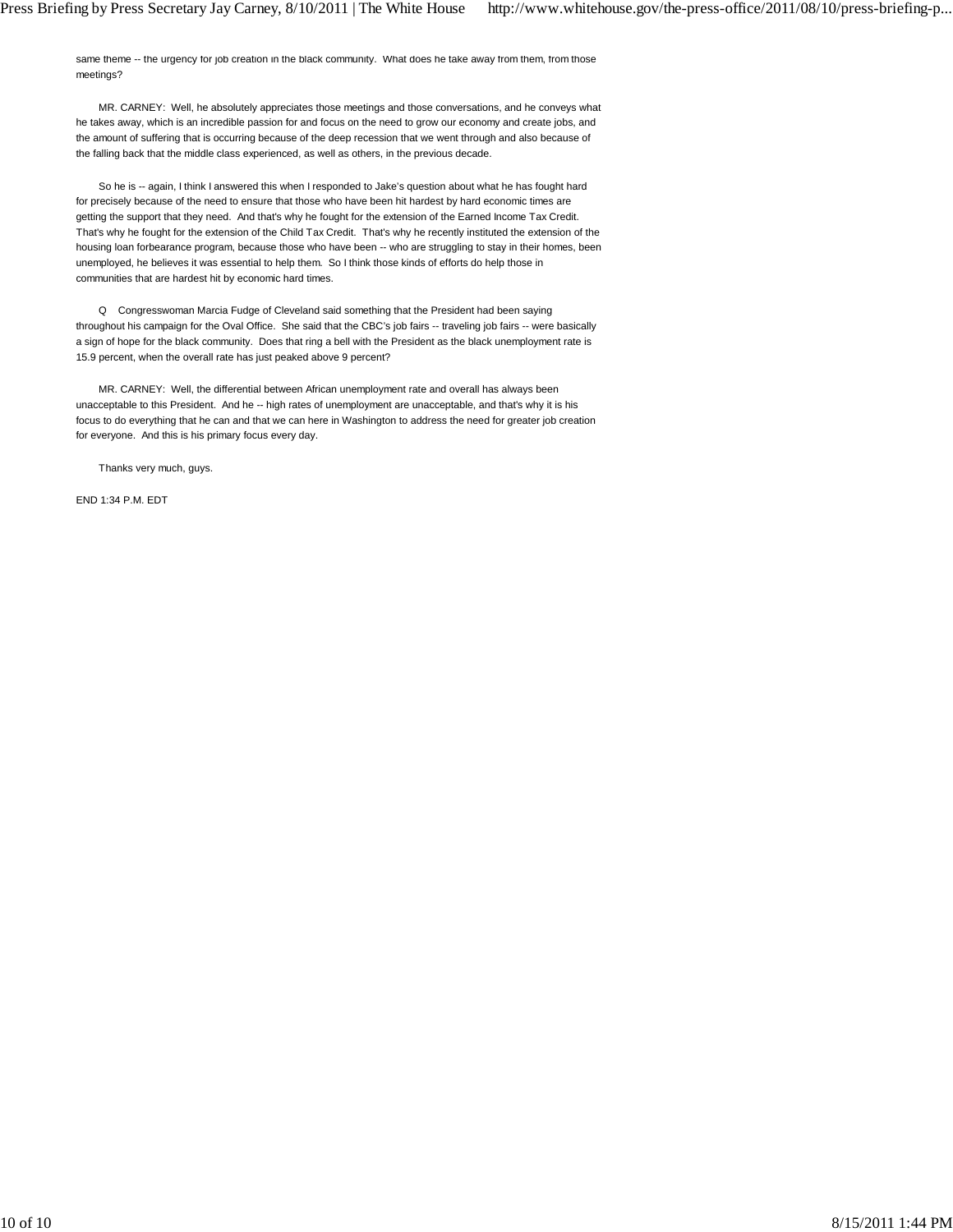same theme -- the urgency for job creation in the black community. What does he take away from them, from those meetings?

MR. CARNEY: Well, he absolutely appreciates those meetings and those conversations, and he conveys what he takes away, which is an incredible passion for and focus on the need to grow our economy and create jobs, and the amount of suffering that is occurring because of the deep recession that we went through and also because of the falling back that the middle class experienced, as well as others, in the previous decade.

So he is -- again, I think I answered this when I responded to Jake's question about what he has fought hard for precisely because of the need to ensure that those who have been hit hardest by hard economic times are getting the support that they need. And that's why he fought for the extension of the Earned Income Tax Credit. That's why he fought for the extension of the Child Tax Credit. That's why he recently instituted the extension of the housing loan forbearance program, because those who have been -- who are struggling to stay in their homes, been unemployed, he believes it was essential to help them. So I think those kinds of efforts do help those in communities that are hardest hit by economic hard times.

Q Congresswoman Marcia Fudge of Cleveland said something that the President had been saying throughout his campaign for the Oval Office. She said that the CBC's job fairs -- traveling job fairs -- were basically a sign of hope for the black community. Does that ring a bell with the President as the black unemployment rate is 15.9 percent, when the overall rate has just peaked above 9 percent?

MR. CARNEY: Well, the differential between African unemployment rate and overall has always been unacceptable to this President. And he -- high rates of unemployment are unacceptable, and that's why it is his focus to do everything that he can and that we can here in Washington to address the need for greater job creation for everyone. And this is his primary focus every day.

Thanks very much, guys.

END 1:34 P.M. EDT